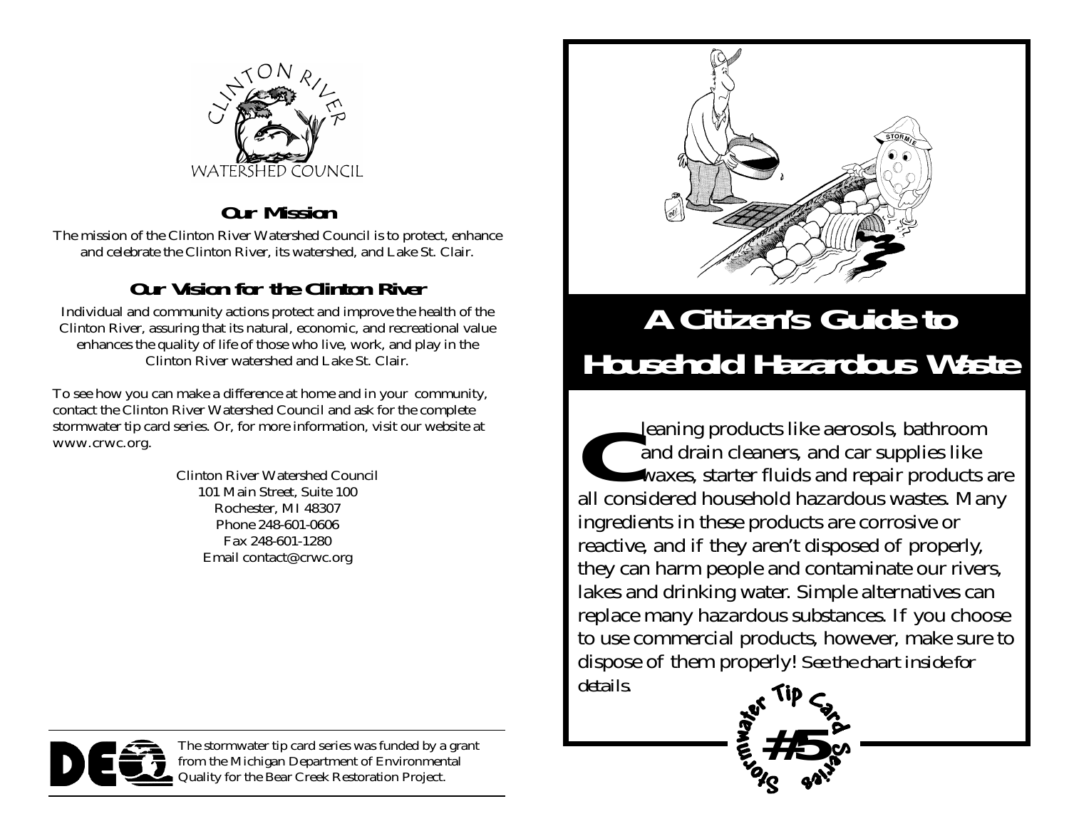CLINTON RIVER WATERSHED COUNCIL

## Our Mission

The mission of the Clinton River Watershed Council is to protect, enhance and celebrate the Clinton River, its watershed, and Lake St. Clair.

## Our Vision for the Clinton River

Individual and community actions protect and improve the health of the Clinton River, assuring that its natural, economic, and recreational value enhances the quality of life of those who live, work, and play in the Clinton River watershed and Lake St. Clair.

To see how you can make a difference at home and in your community, contact the Clinton River Watershed Council and ask for the complete stormwater tip card series. Or, for more information, visit our website at www.crwc.org.

Clinton River Watershed Council
101 Main Street, Suite 100
Rochester, MI 48307
Phone 248-601-0606
Fax 248-601-1280
Email contact@crwc.org

The stormwater tip card series was funded by a grant from the Michigan Department of Environmental Quality for the Bear Creek Restoration Project.

# A Citizen's Guide to Household Hazardous Waste

Cleaning products like aerosols, bathroom and drain cleaners, and car supplies like waxes, starter fluids and repair products are all considered household hazardous wastes. Many ingredients in these products are corrosive or reactive, and if they aren't disposed of properly, they can harm people and contaminate our rivers, lakes and drinking water. Simple alternatives can replace many hazardous substances. If you choose to use commercial products, however, make sure to dispose of them properly! *See the chart inside for details.*

Stormwater Tip Card Series #5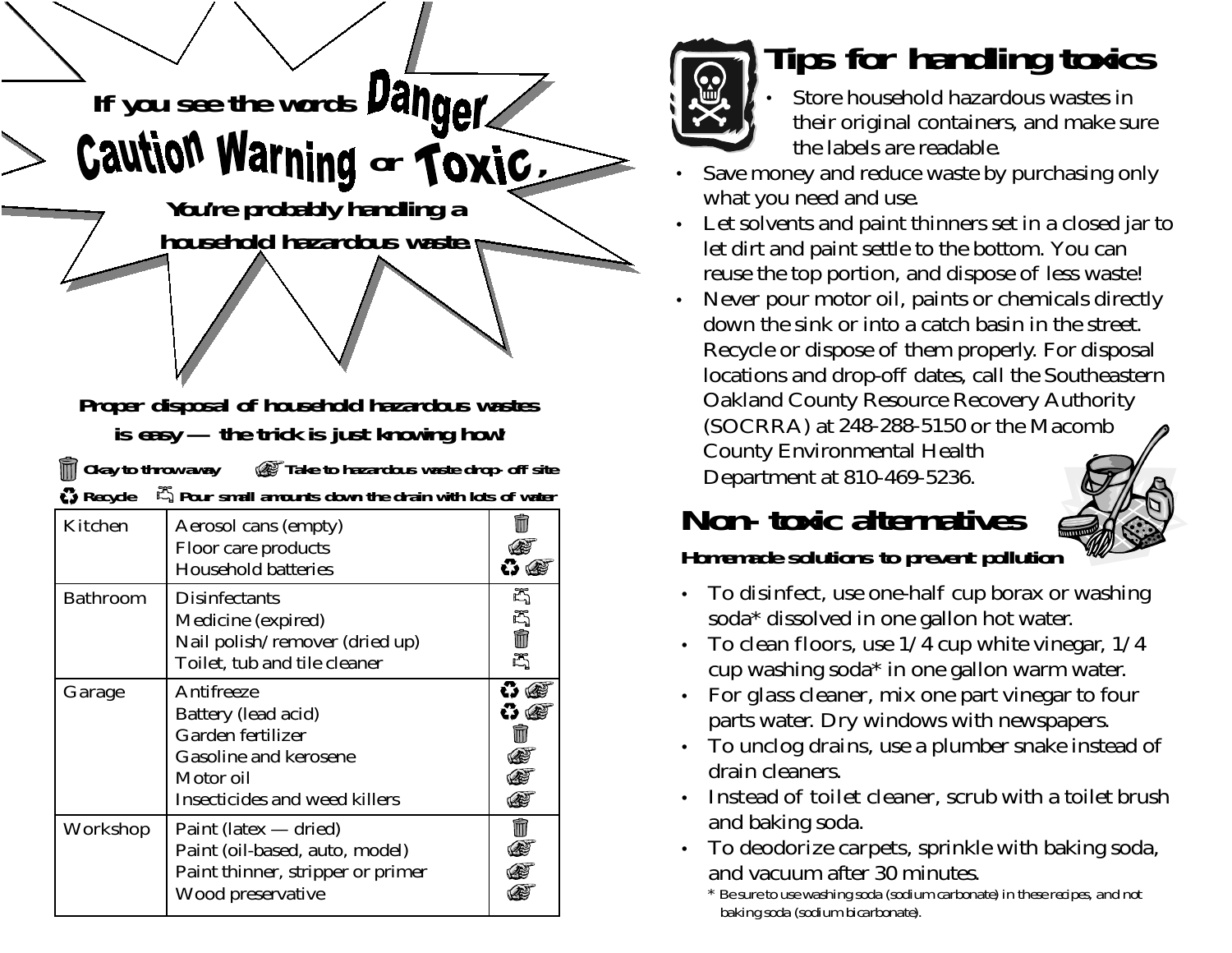**If you see the words Danger Caution Warning or Toxic,**

**You're probably handling a household hazardous waste.**

**Proper disposal of household hazardous wastes is easy — the trick is just knowing how!**

**Okay to throw away** | **Take to hazardous waste drop-off site** | **Recycle** | **Pour small amounts down the drain with lots of water**

| | | |
|---|---|---|
| Kitchen | Aerosol cans (empty)<br>Floor care products<br>Household batteries | Okay to throw away<br>Take to hazardous waste drop-off site<br>Recycle, Take to hazardous waste drop-off site |
| Bathroom | Disinfectants<br>Medicine (expired)<br>Nail polish/remover (dried up)<br>Toilet, tub and tile cleaner | Pour small amounts down the drain with lots of water<br>Pour small amounts down the drain with lots of water<br>Okay to throw away<br>Pour small amounts down the drain with lots of water |
| Garage | Antifreeze<br>Battery (lead acid)<br>Garden fertilizer<br>Gasoline and kerosene<br>Motor oil<br>Insecticides and weed killers | Recycle, Take to hazardous waste drop-off site<br>Recycle, Take to hazardous waste drop-off site<br>Okay to throw away<br>Take to hazardous waste drop-off site<br>Take to hazardous waste drop-off site<br>Take to hazardous waste drop-off site |
| Workshop | Paint (latex — dried)<br>Paint (oil-based, auto, model)<br>Paint thinner, stripper or primer<br>Wood preservative | Okay to throw away<br>Take to hazardous waste drop-off site<br>Take to hazardous waste drop-off site<br>Take to hazardous waste drop-off site |

# Tips for handling toxics

- Store household hazardous wastes in their original containers, and make sure the labels are readable.
- Save money and reduce waste by purchasing only what you need and use.
- Let solvents and paint thinners set in a closed jar to let dirt and paint settle to the bottom. You can reuse the top portion, and dispose of less waste!
- Never pour motor oil, paints or chemicals directly down the sink or into a catch basin in the street. Recycle or dispose of them properly. For disposal locations and drop-off dates, call the Southeastern Oakland County Resource Recovery Authority (SOCRRA) at 248-288-5150 or the Macomb County Environmental Health Department at 810-469-5236.

# Non-toxic alternatives

**Homemade solutions to prevent pollution**

- To disinfect, use one-half cup borax or washing soda* dissolved in one gallon hot water.
- To clean floors, use 1/4 cup white vinegar, 1/4 cup washing soda* in one gallon warm water.
- For glass cleaner, mix one part vinegar to four parts water. Dry windows with newspapers.
- To unclog drains, use a plumber snake instead of drain cleaners.
- Instead of toilet cleaner, scrub with a toilet brush and baking soda.
- To deodorize carpets, sprinkle with baking soda, and vacuum after 30 minutes.

\* Be sure to use washing soda (sodium carbonate) in these recipes, and not baking soda (sodium bicarbonate).